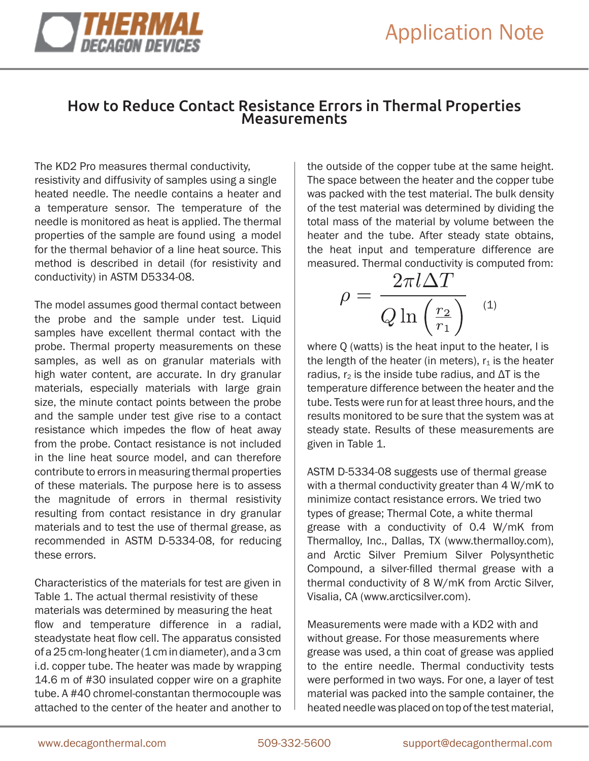# How to Reduce Contact Resistance Errors in Thermal Properties Measurements

The KD2 Pro measures thermal conductivity, resistivity and diffusivity of samples using a single heated needle. The needle contains a heater and a temperature sensor. The temperature of the needle is monitored as heat is applied. The thermal properties of the sample are found using a model for the thermal behavior of a line heat source. This method is described in detail (for resistivity and conductivity) in ASTM D5334-08.

The model assumes good thermal contact between the probe and the sample under test. Liquid samples have excellent thermal contact with the probe. Thermal property measurements on these samples, as well as on granular materials with high water content, are accurate. In dry granular materials, especially materials with large grain size, the minute contact points between the probe and the sample under test give rise to a contact resistance which impedes the flow of heat away from the probe. Contact resistance is not included in the line heat source model, and can therefore contribute to errors in measuring thermal properties of these materials. The purpose here is to assess the magnitude of errors in thermal resistivity resulting from contact resistance in dry granular materials and to test the use of thermal grease, as recommended in ASTM D-5334-08, for reducing these errors.

Characteristics of the materials for test are given in Table 1. The actual thermal resistivity of these materials was determined by measuring the heat flow and temperature difference in a radial, steadystate heat flow cell. The apparatus consisted of a 25 cm-long heater (1 cm in diameter), and a 3 cm i.d. copper tube. The heater was made by wrapping 14.6 m of #30 insulated copper wire on a graphite tube. A #40 chromel-constantan thermocouple was attached to the center of the heater and another to the outside of the copper tube at the same height. The space between the heater and the copper tube was packed with the test material. The bulk density of the test material was determined by dividing the total mass of the material by volume between the heater and the tube. After steady state obtains, the heat input and temperature difference are measured. Thermal conductivity is computed from:

$$\rho = \frac{2\pi l \Delta T}{Q \ln\left(\frac{r_2}{r_1}\right)} \quad (1)$$

where Q (watts) is the heat input to the heater, l is the length of the heater (in meters), $r_1$ is the heater radius, $r_2$ is the inside tube radius, and ΔT is the temperature difference between the heater and the tube. Tests were run for at least three hours, and the results monitored to be sure that the system was at steady state. Results of these measurements are given in Table 1.

ASTM D-5334-08 suggests use of thermal grease with a thermal conductivity greater than 4 W/mK to minimize contact resistance errors. We tried two types of grease; Thermal Cote, a white thermal grease with a conductivity of 0.4 W/mK from Thermalloy, Inc., Dallas, TX (www.thermalloy.com), and Arctic Silver Premium Silver Polysynthetic Compound, a silver-filled thermal grease with a thermal conductivity of 8 W/mK from Arctic Silver, Visalia, CA (www.arcticsilver.com).

Measurements were made with a KD2 with and without grease. For those measurements where grease was used, a thin coat of grease was applied to the entire needle. Thermal conductivity tests were performed in two ways. For one, a layer of test material was packed into the sample container, the heated needle was placed on top of the test material,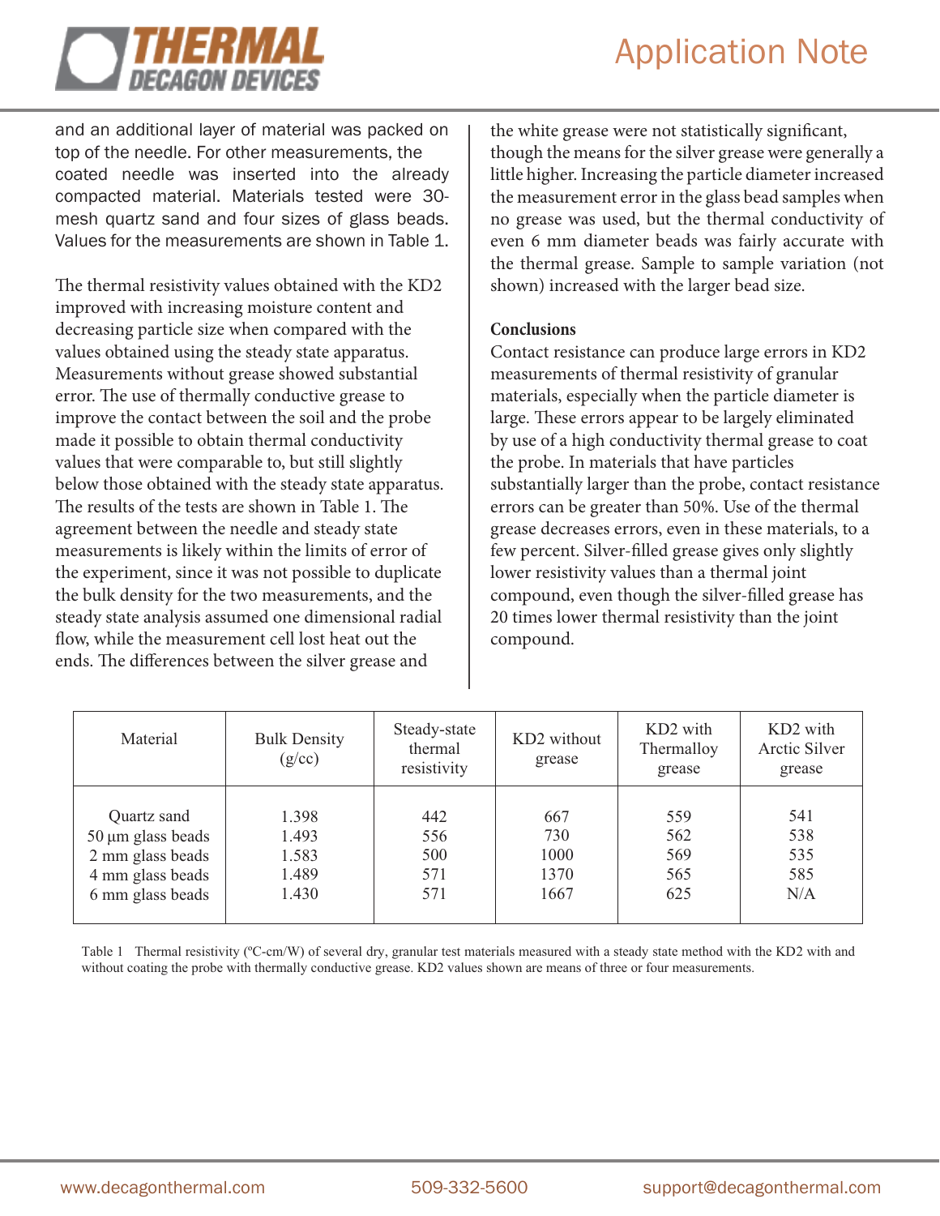and an additional layer of material was packed on top of the needle. For other measurements, the coated needle was inserted into the already compacted material. Materials tested were 30-mesh quartz sand and four sizes of glass beads. Values for the measurements are shown in Table 1.

The thermal resistivity values obtained with the KD2 improved with increasing moisture content and decreasing particle size when compared with the values obtained using the steady state apparatus. Measurements without grease showed substantial error. The use of thermally conductive grease to improve the contact between the soil and the probe made it possible to obtain thermal conductivity values that were comparable to, but still slightly below those obtained with the steady state apparatus. The results of the tests are shown in Table 1. The agreement between the needle and steady state measurements is likely within the limits of error of the experiment, since it was not possible to duplicate the bulk density for the two measurements, and the steady state analysis assumed one dimensional radial flow, while the measurement cell lost heat out the ends. The differences between the silver grease and the white grease were not statistically significant, though the means for the silver grease were generally a little higher. Increasing the particle diameter increased the measurement error in the glass bead samples when no grease was used, but the thermal conductivity of even 6 mm diameter beads was fairly accurate with the thermal grease. Sample to sample variation (not shown) increased with the larger bead size.

**Conclusions**

Contact resistance can produce large errors in KD2 measurements of thermal resistivity of granular materials, especially when the particle diameter is large. These errors appear to be largely eliminated by use of a high conductivity thermal grease to coat the probe. In materials that have particles substantially larger than the probe, contact resistance errors can be greater than 50%. Use of the thermal grease decreases errors, even in these materials, to a few percent. Silver-filled grease gives only slightly lower resistivity values than a thermal joint compound, even though the silver-filled grease has 20 times lower thermal resistivity than the joint compound.

| Material | Bulk Density (g/cc) | Steady-state thermal resistivity | KD2 without grease | KD2 with Thermalloy grease | KD2 with Arctic Silver grease |
|---|---|---|---|---|---|
| Quartz sand | 1.398 | 442 | 667 | 559 | 541 |
| 50 µm glass beads | 1.493 | 556 | 730 | 562 | 538 |
| 2 mm glass beads | 1.583 | 500 | 1000 | 569 | 535 |
| 4 mm glass beads | 1.489 | 571 | 1370 | 565 | 585 |
| 6 mm glass beads | 1.430 | 571 | 1667 | 625 | N/A |

Table 1 Thermal resistivity (ºC-cm/W) of several dry, granular test materials measured with a steady state method with the KD2 with and without coating the probe with thermally conductive grease. KD2 values shown are means of three or four measurements.